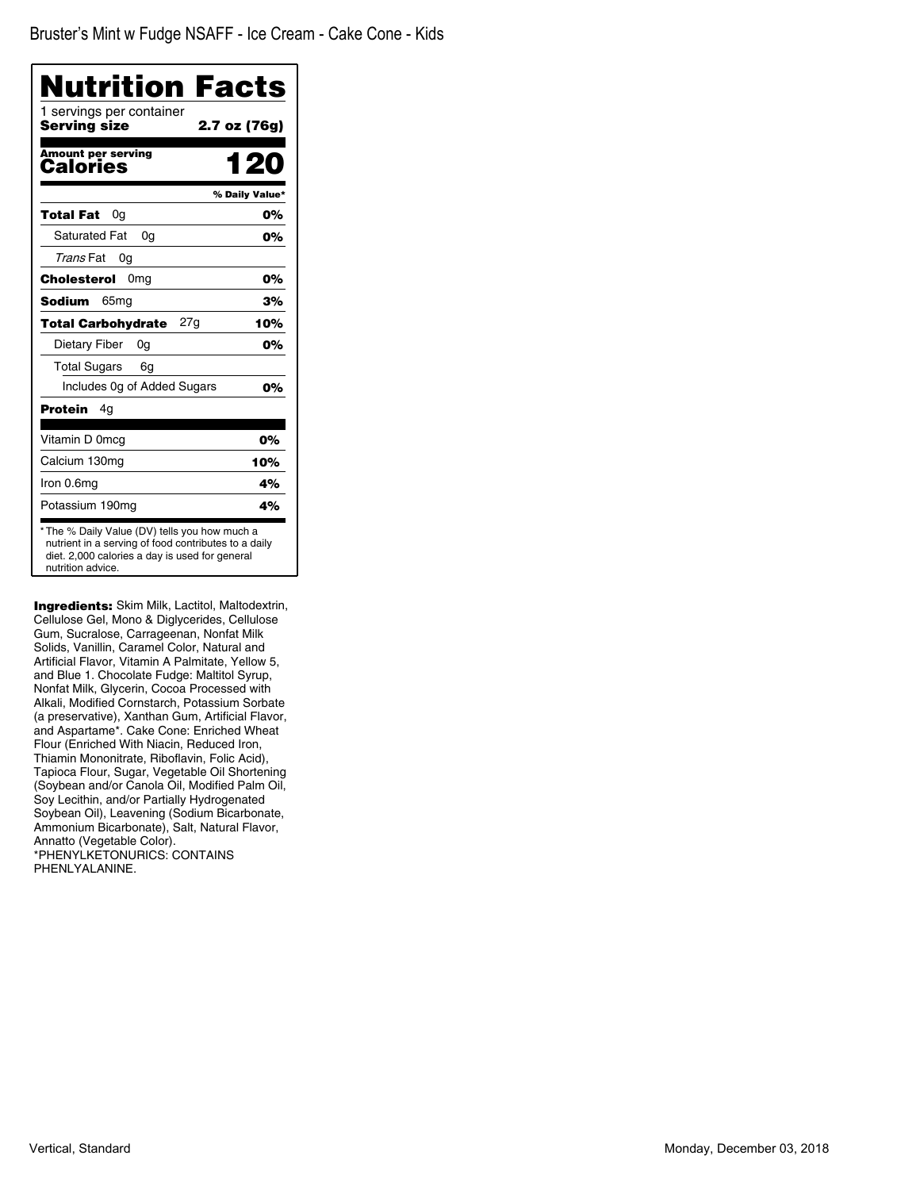Bruster's Mint w Fudge NSAFF - Ice Cream - Cake Cone - Kids

# Nutrition Facts

1 servings per container

**Serving size** **2.7 oz (76g)**

| **Amount per serving** | |
|---|---|
| **Calories** | **120** |
| | **% Daily Value*** |
| **Total Fat** 0g | **0%** |
| Saturated Fat 0g | **0%** |
| *Trans* Fat 0g | |
| **Cholesterol** 0mg | **0%** |
| **Sodium** 65mg | **3%** |
| **Total Carbohydrate** 27g | **10%** |
| Dietary Fiber 0g | **0%** |
| Total Sugars 6g | |
| Includes 0g of Added Sugars | **0%** |
| **Protein** 4g | |
| Vitamin D 0mcg | **0%** |
| Calcium 130mg | **10%** |
| Iron 0.6mg | **4%** |
| Potassium 190mg | **4%** |

* The % Daily Value (DV) tells you how much a nutrient in a serving of food contributes to a daily diet. 2,000 calories a day is used for general nutrition advice.

**Ingredients:** Skim Milk, Lactitol, Maltodextrin, Cellulose Gel, Mono & Diglycerides, Cellulose Gum, Sucralose, Carrageenan, Nonfat Milk Solids, Vanillin, Caramel Color, Natural and Artificial Flavor, Vitamin A Palmitate, Yellow 5, and Blue 1. Chocolate Fudge: Maltitol Syrup, Nonfat Milk, Glycerin, Cocoa Processed with Alkali, Modified Cornstarch, Potassium Sorbate (a preservative), Xanthan Gum, Artificial Flavor, and Aspartame*. Cake Cone: Enriched Wheat Flour (Enriched With Niacin, Reduced Iron, Thiamin Mononitrate, Riboflavin, Folic Acid), Tapioca Flour, Sugar, Vegetable Oil Shortening (Soybean and/or Canola Oil, Modified Palm Oil, Soy Lecithin, and/or Partially Hydrogenated Soybean Oil), Leavening (Sodium Bicarbonate, Ammonium Bicarbonate), Salt, Natural Flavor, Annatto (Vegetable Color).
*PHENYLKETONURICS: CONTAINS PHENLYALANINE.

Vertical, Standard

Monday, December 03, 2018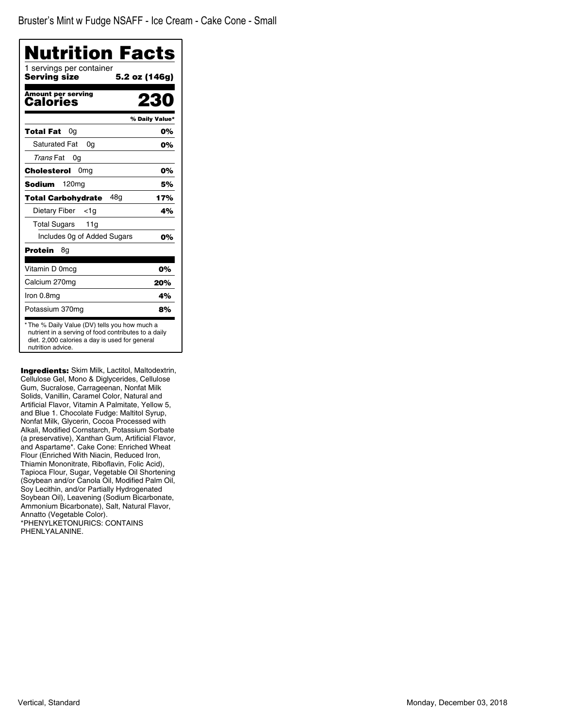Bruster's Mint w Fudge NSAFF - Ice Cream - Cake Cone - Small

# Nutrition Facts

1 servings per container

**Serving size** **5.2 oz (146g)**

**Amount per serving**

**Calories** **230**

| | % Daily Value* |
|---|---|
| **Total Fat** 0g | **0%** |
| Saturated Fat 0g | **0%** |
| *Trans* Fat 0g | |
| **Cholesterol** 0mg | **0%** |
| **Sodium** 120mg | **5%** |
| **Total Carbohydrate** 48g | **17%** |
| Dietary Fiber <1g | **4%** |
| Total Sugars 11g | |
| Includes 0g of Added Sugars | **0%** |
| **Protein** 8g | |
| Vitamin D 0mcg | **0%** |
| Calcium 270mg | **20%** |
| Iron 0.8mg | **4%** |
| Potassium 370mg | **8%** |

* The % Daily Value (DV) tells you how much a nutrient in a serving of food contributes to a daily diet. 2,000 calories a day is used for general nutrition advice.

**Ingredients:** Skim Milk, Lactitol, Maltodextrin, Cellulose Gel, Mono & Diglycerides, Cellulose Gum, Sucralose, Carrageenan, Nonfat Milk Solids, Vanillin, Caramel Color, Natural and Artificial Flavor, Vitamin A Palmitate, Yellow 5, and Blue 1. Chocolate Fudge: Maltitol Syrup, Nonfat Milk, Glycerin, Cocoa Processed with Alkali, Modified Cornstarch, Potassium Sorbate (a preservative), Xanthan Gum, Artificial Flavor, and Aspartame*. Cake Cone: Enriched Wheat Flour (Enriched With Niacin, Reduced Iron, Thiamin Mononitrate, Riboflavin, Folic Acid), Tapioca Flour, Sugar, Vegetable Oil Shortening (Soybean and/or Canola Oil, Modified Palm Oil, Soy Lecithin, and/or Partially Hydrogenated Soybean Oil), Leavening (Sodium Bicarbonate, Ammonium Bicarbonate), Salt, Natural Flavor, Annatto (Vegetable Color).
*PHENYLKETONURICS: CONTAINS PHENLYALANINE.

Vertical, Standard

Monday, December 03, 2018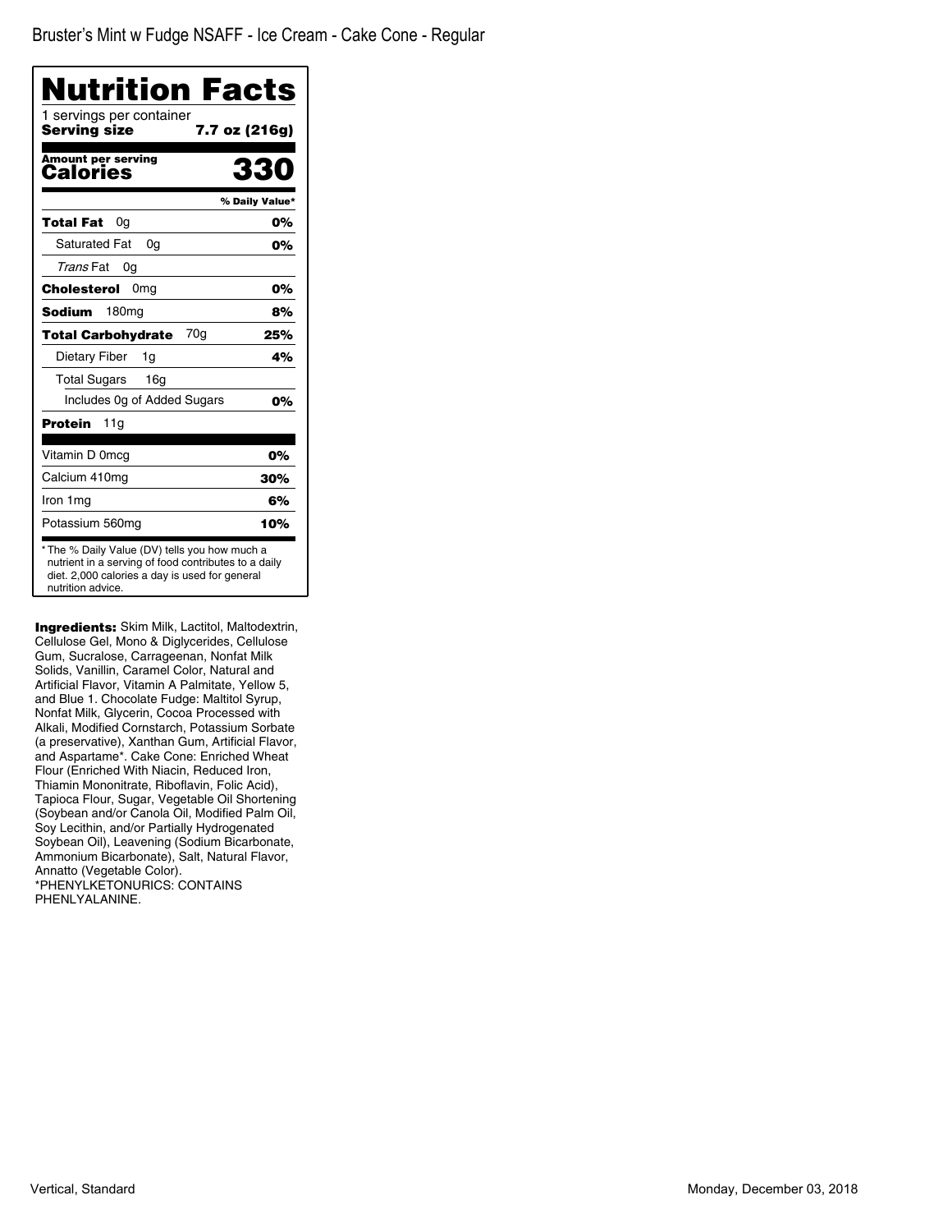Bruster's Mint w Fudge NSAFF - Ice Cream - Cake Cone - Regular

# Nutrition Facts

1 servings per container

**Serving size** **7.7 oz (216g)**

**Amount per serving**

| **Calories** | **330** |
|---|---|
| | **% Daily Value*** |
| **Total Fat** 0g | **0%** |
| Saturated Fat 0g | **0%** |
| *Trans* Fat 0g | |
| **Cholesterol** 0mg | **0%** |
| **Sodium** 180mg | **8%** |
| **Total Carbohydrate** 70g | **25%** |
| Dietary Fiber 1g | **4%** |
| Total Sugars 16g | |
| Includes 0g of Added Sugars | **0%** |
| **Protein** 11g | |
| Vitamin D 0mcg | **0%** |
| Calcium 410mg | **30%** |
| Iron 1mg | **6%** |
| Potassium 560mg | **10%** |

* The % Daily Value (DV) tells you how much a nutrient in a serving of food contributes to a daily diet. 2,000 calories a day is used for general nutrition advice.

**Ingredients:** Skim Milk, Lactitol, Maltodextrin, Cellulose Gel, Mono & Diglycerides, Cellulose Gum, Sucralose, Carrageenan, Nonfat Milk Solids, Vanillin, Caramel Color, Natural and Artificial Flavor, Vitamin A Palmitate, Yellow 5, and Blue 1. Chocolate Fudge: Maltitol Syrup, Nonfat Milk, Glycerin, Cocoa Processed with Alkali, Modified Cornstarch, Potassium Sorbate (a preservative), Xanthan Gum, Artificial Flavor, and Aspartame*. Cake Cone: Enriched Wheat Flour (Enriched With Niacin, Reduced Iron, Thiamin Mononitrate, Riboflavin, Folic Acid), Tapioca Flour, Sugar, Vegetable Oil Shortening (Soybean and/or Canola Oil, Modified Palm Oil, Soy Lecithin, and/or Partially Hydrogenated Soybean Oil), Leavening (Sodium Bicarbonate, Ammonium Bicarbonate), Salt, Natural Flavor, Annatto (Vegetable Color).
*PHENYLKETONURICS: CONTAINS PHENLYALANINE.

Vertical, Standard

Monday, December 03, 2018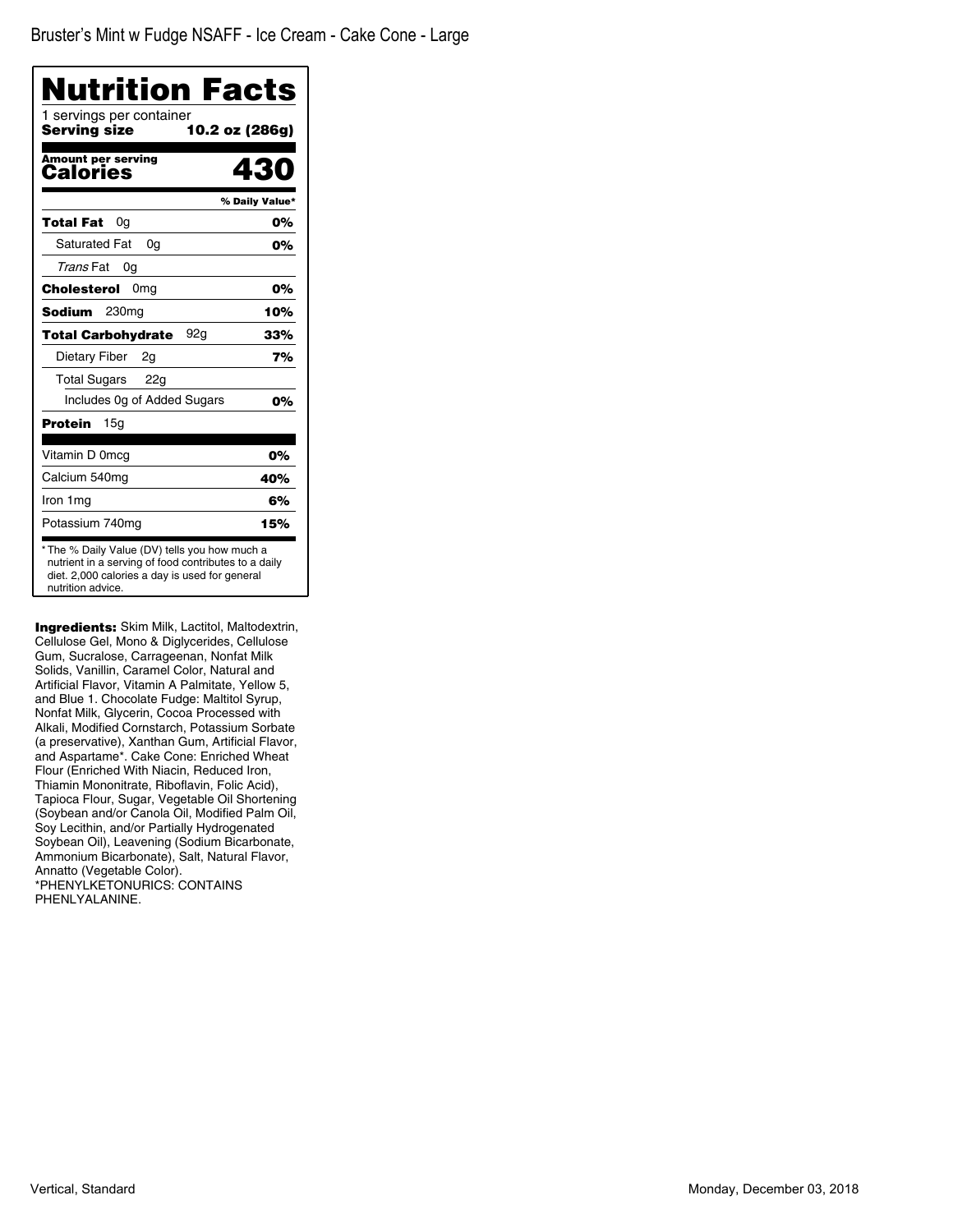Bruster's Mint w Fudge NSAFF - Ice Cream - Cake Cone - Large

# Nutrition Facts

1 servings per container

**Serving size** **10.2 oz (286g)**

| Amount per serving | |
|---|---|
| **Calories** | **430** |
| | **% Daily Value*** |
| **Total Fat** 0g | **0%** |
| Saturated Fat 0g | **0%** |
| *Trans* Fat 0g | |
| **Cholesterol** 0mg | **0%** |
| **Sodium** 230mg | **10%** |
| **Total Carbohydrate** 92g | **33%** |
| Dietary Fiber 2g | **7%** |
| Total Sugars 22g | |
| Includes 0g of Added Sugars | **0%** |
| **Protein** 15g | |
| Vitamin D 0mcg | **0%** |
| Calcium 540mg | **40%** |
| Iron 1mg | **6%** |
| Potassium 740mg | **15%** |

* The % Daily Value (DV) tells you how much a nutrient in a serving of food contributes to a daily diet. 2,000 calories a day is used for general nutrition advice.

**Ingredients:** Skim Milk, Lactitol, Maltodextrin, Cellulose Gel, Mono & Diglycerides, Cellulose Gum, Sucralose, Carrageenan, Nonfat Milk Solids, Vanillin, Caramel Color, Natural and Artificial Flavor, Vitamin A Palmitate, Yellow 5, and Blue 1. Chocolate Fudge: Maltitol Syrup, Nonfat Milk, Glycerin, Cocoa Processed with Alkali, Modified Cornstarch, Potassium Sorbate (a preservative), Xanthan Gum, Artificial Flavor, and Aspartame*. Cake Cone: Enriched Wheat Flour (Enriched With Niacin, Reduced Iron, Thiamin Mononitrate, Riboflavin, Folic Acid), Tapioca Flour, Sugar, Vegetable Oil Shortening (Soybean and/or Canola Oil, Modified Palm Oil, Soy Lecithin, and/or Partially Hydrogenated Soybean Oil), Leavening (Sodium Bicarbonate, Ammonium Bicarbonate), Salt, Natural Flavor, Annatto (Vegetable Color).
*PHENYLKETONURICS: CONTAINS PHENLYALANINE.

Vertical, Standard

Monday, December 03, 2018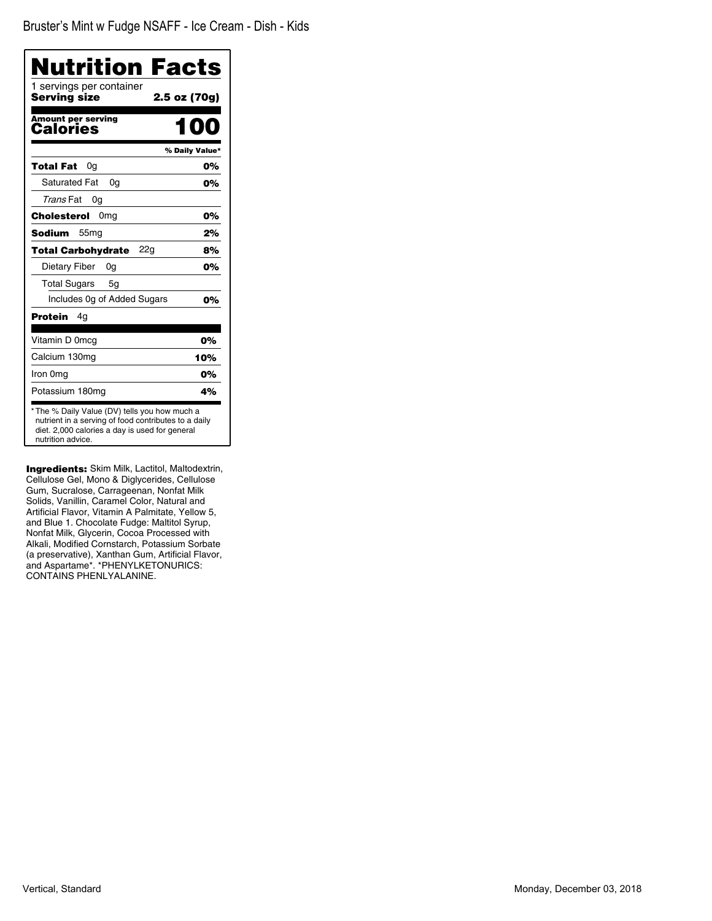Bruster's Mint w Fudge NSAFF - Ice Cream - Dish - Kids

# Nutrition Facts

1 servings per container

**Serving size** **2.5 oz (70g)**

**Amount per serving**
**Calories** **100**

| | % Daily Value* |
|---|---|
| **Total Fat** 0g | **0%** |
| Saturated Fat 0g | **0%** |
| *Trans* Fat 0g | |
| **Cholesterol** 0mg | **0%** |
| **Sodium** 55mg | **2%** |
| **Total Carbohydrate** 22g | **8%** |
| Dietary Fiber 0g | **0%** |
| Total Sugars 5g | |
| Includes 0g of Added Sugars | **0%** |
| **Protein** 4g | |
| Vitamin D 0mcg | **0%** |
| Calcium 130mg | **10%** |
| Iron 0mg | **0%** |
| Potassium 180mg | **4%** |

* The % Daily Value (DV) tells you how much a nutrient in a serving of food contributes to a daily diet. 2,000 calories a day is used for general nutrition advice.

**Ingredients:** Skim Milk, Lactitol, Maltodextrin, Cellulose Gel, Mono & Diglycerides, Cellulose Gum, Sucralose, Carrageenan, Nonfat Milk Solids, Vanillin, Caramel Color, Natural and Artificial Flavor, Vitamin A Palmitate, Yellow 5, and Blue 1. Chocolate Fudge: Maltitol Syrup, Nonfat Milk, Glycerin, Cocoa Processed with Alkali, Modified Cornstarch, Potassium Sorbate (a preservative), Xanthan Gum, Artificial Flavor, and Aspartame*. *PHENYLKETONURICS: CONTAINS PHENLYALANINE.

Vertical, Standard

Monday, December 03, 2018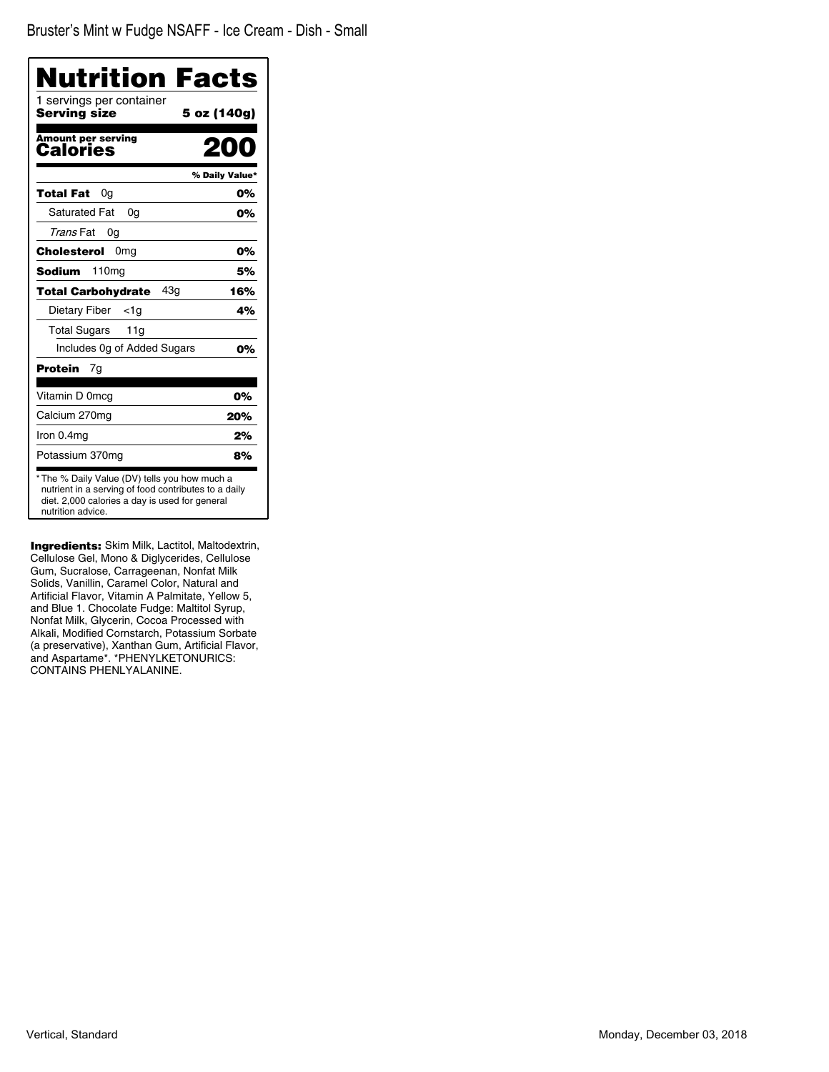Bruster's Mint w Fudge NSAFF - Ice Cream - Dish - Small

# Nutrition Facts

1 servings per container

**Serving size** **5 oz (140g)**

**Amount per serving**

**Calories** **200**

| | % Daily Value* |
|---|---|
| **Total Fat** 0g | **0%** |
| Saturated Fat 0g | **0%** |
| *Trans* Fat 0g | |
| **Cholesterol** 0mg | **0%** |
| **Sodium** 110mg | **5%** |
| **Total Carbohydrate** 43g | **16%** |
| Dietary Fiber <1g | **4%** |
| Total Sugars 11g | |
| Includes 0g of Added Sugars | **0%** |
| **Protein** 7g | |
| Vitamin D 0mcg | **0%** |
| Calcium 270mg | **20%** |
| Iron 0.4mg | **2%** |
| Potassium 370mg | **8%** |

* The % Daily Value (DV) tells you how much a nutrient in a serving of food contributes to a daily diet. 2,000 calories a day is used for general nutrition advice.

**Ingredients:** Skim Milk, Lactitol, Maltodextrin, Cellulose Gel, Mono & Diglycerides, Cellulose Gum, Sucralose, Carrageenan, Nonfat Milk Solids, Vanillin, Caramel Color, Natural and Artificial Flavor, Vitamin A Palmitate, Yellow 5, and Blue 1. Chocolate Fudge: Maltitol Syrup, Nonfat Milk, Glycerin, Cocoa Processed with Alkali, Modified Cornstarch, Potassium Sorbate (a preservative), Xanthan Gum, Artificial Flavor, and Aspartame*. *PHENYLKETONURICS: CONTAINS PHENLYALANINE.

Vertical, Standard

Monday, December 03, 2018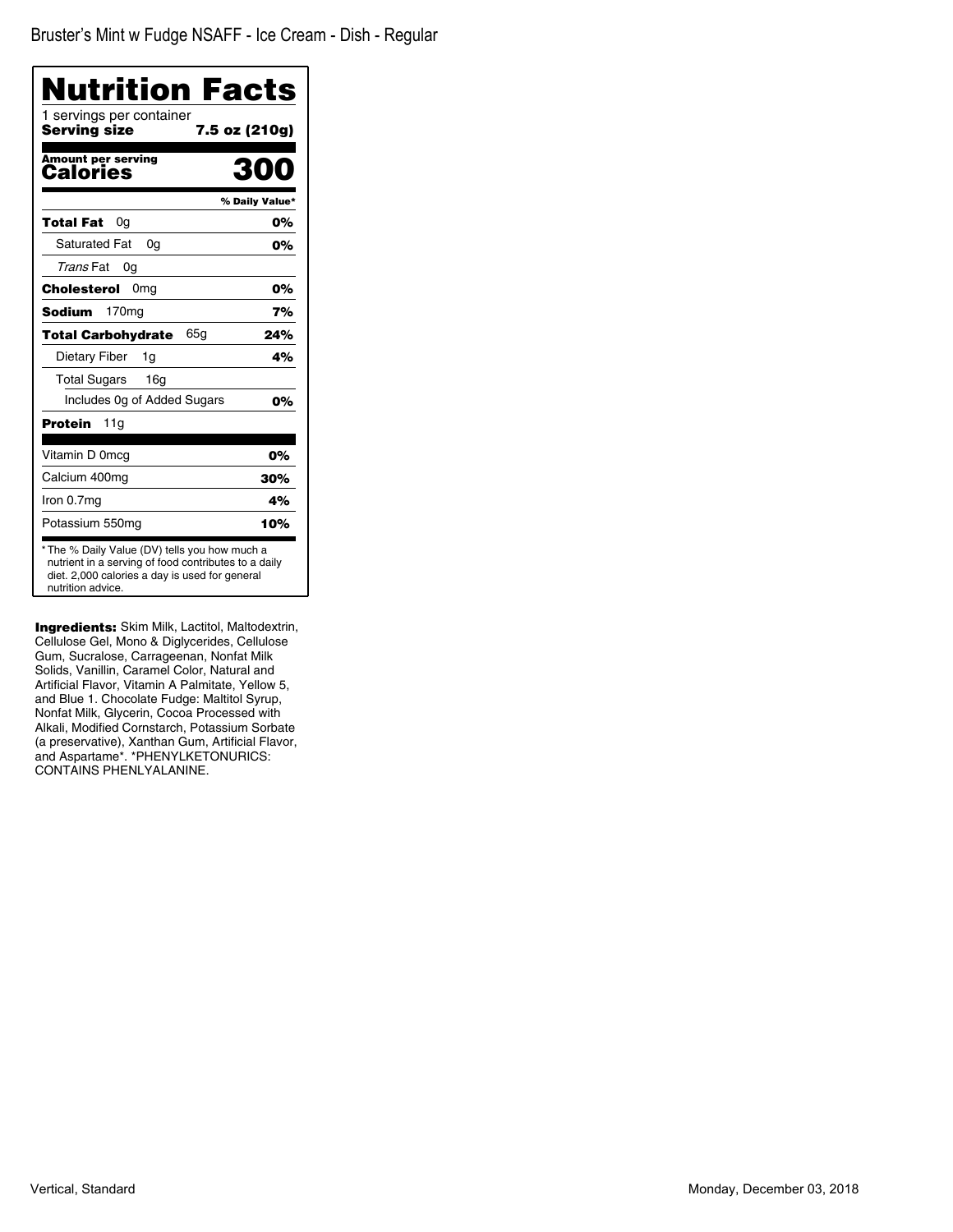Bruster's Mint w Fudge NSAFF - Ice Cream - Dish - Regular

# Nutrition Facts

1 servings per container

**Serving size** **7.5 oz (210g)**

**Amount per serving**
**Calories** **300**

| | % Daily Value* |
|---|---|
| **Total Fat** 0g | **0%** |
| Saturated Fat 0g | **0%** |
| *Trans* Fat 0g | |
| **Cholesterol** 0mg | **0%** |
| **Sodium** 170mg | **7%** |
| **Total Carbohydrate** 65g | **24%** |
| Dietary Fiber 1g | **4%** |
| Total Sugars 16g | |
| Includes 0g of Added Sugars | **0%** |
| **Protein** 11g | |
| Vitamin D 0mcg | **0%** |
| Calcium 400mg | **30%** |
| Iron 0.7mg | **4%** |
| Potassium 550mg | **10%** |

* The % Daily Value (DV) tells you how much a nutrient in a serving of food contributes to a daily diet. 2,000 calories a day is used for general nutrition advice.

**Ingredients:** Skim Milk, Lactitol, Maltodextrin, Cellulose Gel, Mono & Diglycerides, Cellulose Gum, Sucralose, Carrageenan, Nonfat Milk Solids, Vanillin, Caramel Color, Natural and Artificial Flavor, Vitamin A Palmitate, Yellow 5, and Blue 1. Chocolate Fudge: Maltitol Syrup, Nonfat Milk, Glycerin, Cocoa Processed with Alkali, Modified Cornstarch, Potassium Sorbate (a preservative), Xanthan Gum, Artificial Flavor, and Aspartame*. *PHENYLKETONURICS: CONTAINS PHENLYALANINE.

Vertical, Standard

Monday, December 03, 2018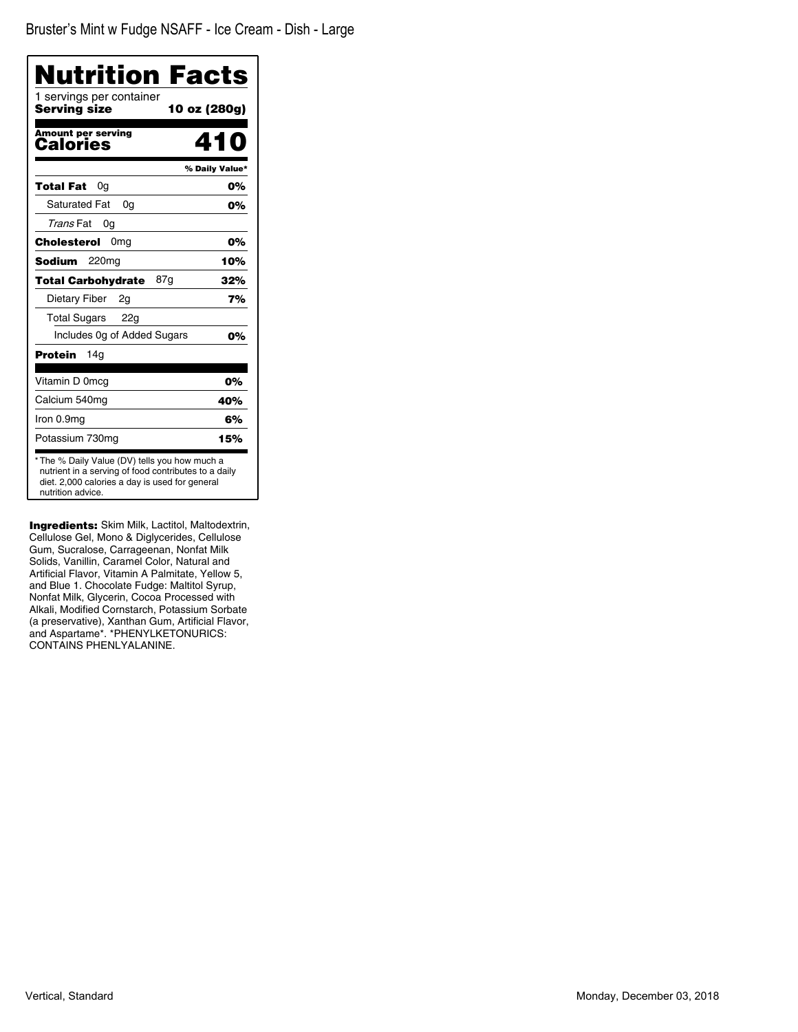Bruster's Mint w Fudge NSAFF - Ice Cream - Dish - Large

# Nutrition Facts

1 servings per container
**Serving size** **10 oz (280g)**

**Amount per serving**
**Calories** **410**

| | % Daily Value* |
|---|---|
| **Total Fat** 0g | **0%** |
| Saturated Fat 0g | **0%** |
| *Trans* Fat 0g | |
| **Cholesterol** 0mg | **0%** |
| **Sodium** 220mg | **10%** |
| **Total Carbohydrate** 87g | **32%** |
| Dietary Fiber 2g | **7%** |
| Total Sugars 22g | |
| Includes 0g of Added Sugars | **0%** |
| **Protein** 14g | |
| Vitamin D 0mcg | **0%** |
| Calcium 540mg | **40%** |
| Iron 0.9mg | **6%** |
| Potassium 730mg | **15%** |

* The % Daily Value (DV) tells you how much a nutrient in a serving of food contributes to a daily diet. 2,000 calories a day is used for general nutrition advice.

**Ingredients:** Skim Milk, Lactitol, Maltodextrin, Cellulose Gel, Mono & Diglycerides, Cellulose Gum, Sucralose, Carrageenan, Nonfat Milk Solids, Vanillin, Caramel Color, Natural and Artificial Flavor, Vitamin A Palmitate, Yellow 5, and Blue 1. Chocolate Fudge: Maltitol Syrup, Nonfat Milk, Glycerin, Cocoa Processed with Alkali, Modified Cornstarch, Potassium Sorbate (a preservative), Xanthan Gum, Artificial Flavor, and Aspartame*. *PHENYLKETONURICS: CONTAINS PHENLYALANINE.

Vertical, Standard

Monday, December 03, 2018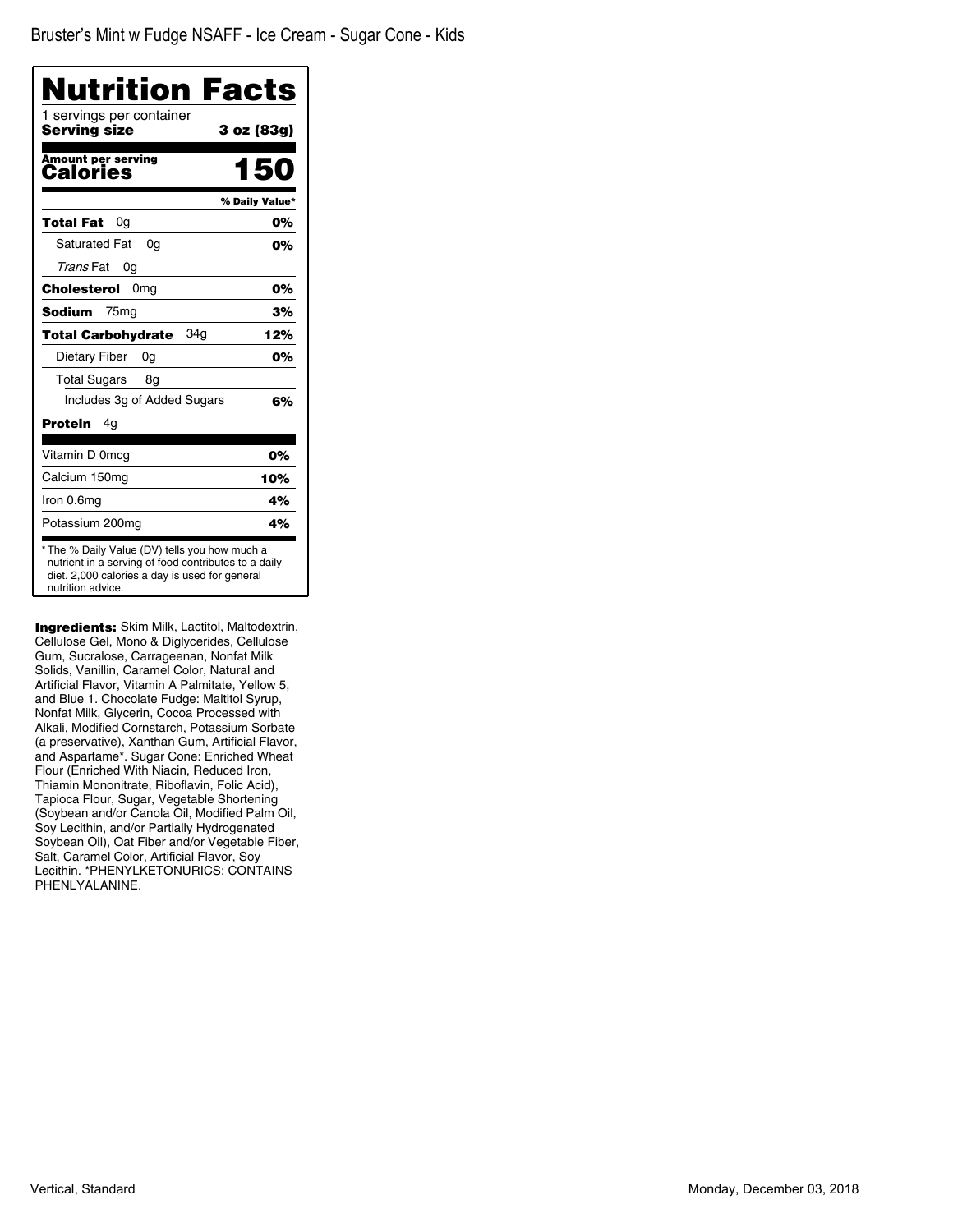Bruster's Mint w Fudge NSAFF - Ice Cream - Sugar Cone - Kids

# Nutrition Facts

1 servings per container

**Serving size** **3 oz (83g)**

**Amount per serving**

**Calories** **150**

| | % Daily Value* |
|---|---|
| **Total Fat** 0g | **0%** |
| Saturated Fat 0g | **0%** |
| *Trans* Fat 0g | |
| **Cholesterol** 0mg | **0%** |
| **Sodium** 75mg | **3%** |
| **Total Carbohydrate** 34g | **12%** |
| Dietary Fiber 0g | **0%** |
| Total Sugars 8g | |
| Includes 3g of Added Sugars | **6%** |
| **Protein** 4g | |
| Vitamin D 0mcg | **0%** |
| Calcium 150mg | **10%** |
| Iron 0.6mg | **4%** |
| Potassium 200mg | **4%** |

* The % Daily Value (DV) tells you how much a nutrient in a serving of food contributes to a daily diet. 2,000 calories a day is used for general nutrition advice.

**Ingredients:** Skim Milk, Lactitol, Maltodextrin, Cellulose Gel, Mono & Diglycerides, Cellulose Gum, Sucralose, Carrageenan, Nonfat Milk Solids, Vanillin, Caramel Color, Natural and Artificial Flavor, Vitamin A Palmitate, Yellow 5, and Blue 1. Chocolate Fudge: Maltitol Syrup, Nonfat Milk, Glycerin, Cocoa Processed with Alkali, Modified Cornstarch, Potassium Sorbate (a preservative), Xanthan Gum, Artificial Flavor, and Aspartame*. Sugar Cone: Enriched Wheat Flour (Enriched With Niacin, Reduced Iron, Thiamin Mononitrate, Riboflavin, Folic Acid), Tapioca Flour, Sugar, Vegetable Shortening (Soybean and/or Canola Oil, Modified Palm Oil, Soy Lecithin, and/or Partially Hydrogenated Soybean Oil), Oat Fiber and/or Vegetable Fiber, Salt, Caramel Color, Artificial Flavor, Soy Lecithin. *PHENYLKETONURICS: CONTAINS PHENLYALANINE.

Vertical, Standard

Monday, December 03, 2018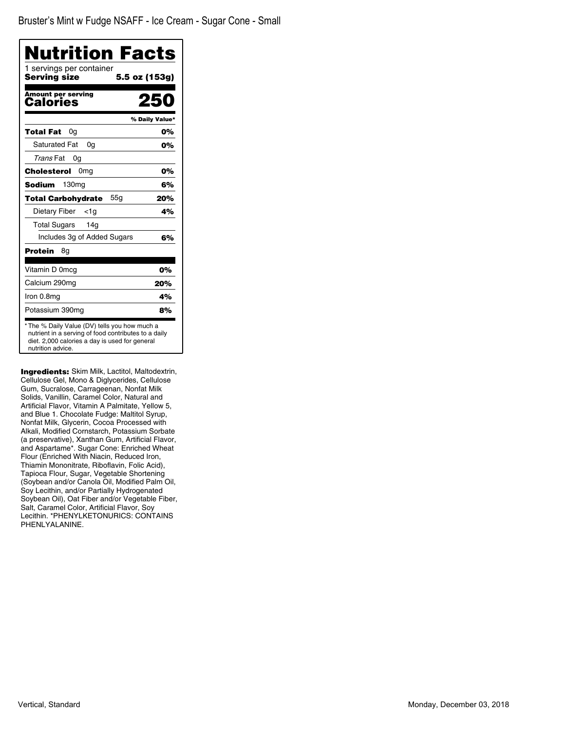# Bruster's Mint w Fudge NSAFF - Ice Cream - Sugar Cone - Small

## Nutrition Facts

1 servings per container

**Serving size** **5.5 oz (153g)**

**Amount per serving**

**Calories** **250**

| | % Daily Value* |
|---|---|
| **Total Fat** 0g | **0%** |
| Saturated Fat 0g | **0%** |
| *Trans* Fat 0g | |
| **Cholesterol** 0mg | **0%** |
| **Sodium** 130mg | **6%** |
| **Total Carbohydrate** 55g | **20%** |
| Dietary Fiber <1g | **4%** |
| Total Sugars 14g | |
| Includes 3g of Added Sugars | **6%** |
| **Protein** 8g | |
| Vitamin D 0mcg | **0%** |
| Calcium 290mg | **20%** |
| Iron 0.8mg | **4%** |
| Potassium 390mg | **8%** |

* The % Daily Value (DV) tells you how much a nutrient in a serving of food contributes to a daily diet. 2,000 calories a day is used for general nutrition advice.

**Ingredients:** Skim Milk, Lactitol, Maltodextrin, Cellulose Gel, Mono & Diglycerides, Cellulose Gum, Sucralose, Carrageenan, Nonfat Milk Solids, Vanillin, Caramel Color, Natural and Artificial Flavor, Vitamin A Palmitate, Yellow 5, and Blue 1. Chocolate Fudge: Maltitol Syrup, Nonfat Milk, Glycerin, Cocoa Processed with Alkali, Modified Cornstarch, Potassium Sorbate (a preservative), Xanthan Gum, Artificial Flavor, and Aspartame*. Sugar Cone: Enriched Wheat Flour (Enriched With Niacin, Reduced Iron, Thiamin Mononitrate, Riboflavin, Folic Acid), Tapioca Flour, Sugar, Vegetable Shortening (Soybean and/or Canola Oil, Modified Palm Oil, Soy Lecithin, and/or Partially Hydrogenated Soybean Oil), Oat Fiber and/or Vegetable Fiber, Salt, Caramel Color, Artificial Flavor, Soy Lecithin. *PHENYLKETONURICS: CONTAINS PHENLYALANINE.

Vertical, Standard

Monday, December 03, 2018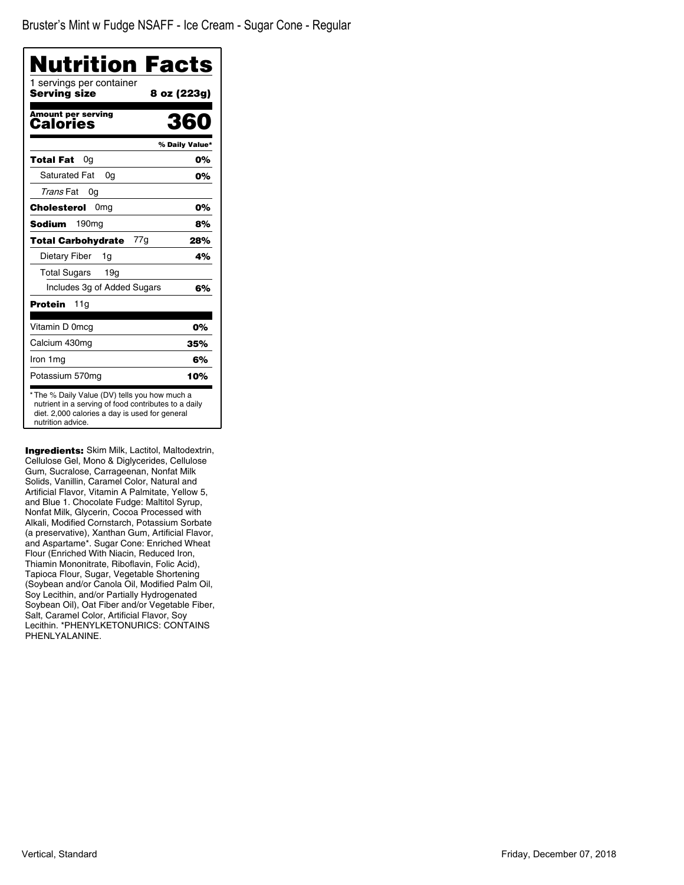Bruster's Mint w Fudge NSAFF - Ice Cream - Sugar Cone - Regular

# Nutrition Facts

1 servings per container

**Serving size** **8 oz (223g)**

**Amount per serving**

**Calories** **360**

| | % Daily Value* |
|---|---|
| **Total Fat** 0g | **0%** |
| Saturated Fat 0g | **0%** |
| *Trans* Fat 0g | |
| **Cholesterol** 0mg | **0%** |
| **Sodium** 190mg | **8%** |
| **Total Carbohydrate** 77g | **28%** |
| Dietary Fiber 1g | **4%** |
| Total Sugars 19g | |
| Includes 3g of Added Sugars | **6%** |
| **Protein** 11g | |
| Vitamin D 0mcg | **0%** |
| Calcium 430mg | **35%** |
| Iron 1mg | **6%** |
| Potassium 570mg | **10%** |

* The % Daily Value (DV) tells you how much a nutrient in a serving of food contributes to a daily diet. 2,000 calories a day is used for general nutrition advice.

**Ingredients:** Skim Milk, Lactitol, Maltodextrin, Cellulose Gel, Mono & Diglycerides, Cellulose Gum, Sucralose, Carrageenan, Nonfat Milk Solids, Vanillin, Caramel Color, Natural and Artificial Flavor, Vitamin A Palmitate, Yellow 5, and Blue 1. Chocolate Fudge: Maltitol Syrup, Nonfat Milk, Glycerin, Cocoa Processed with Alkali, Modified Cornstarch, Potassium Sorbate (a preservative), Xanthan Gum, Artificial Flavor, and Aspartame*. Sugar Cone: Enriched Wheat Flour (Enriched With Niacin, Reduced Iron, Thiamin Mononitrate, Riboflavin, Folic Acid), Tapioca Flour, Sugar, Vegetable Shortening (Soybean and/or Canola Oil, Modified Palm Oil, Soy Lecithin, and/or Partially Hydrogenated Soybean Oil), Oat Fiber and/or Vegetable Fiber, Salt, Caramel Color, Artificial Flavor, Soy Lecithin. *PHENYLKETONURICS: CONTAINS PHENLYALANINE.

Vertical, Standard

Friday, December 07, 2018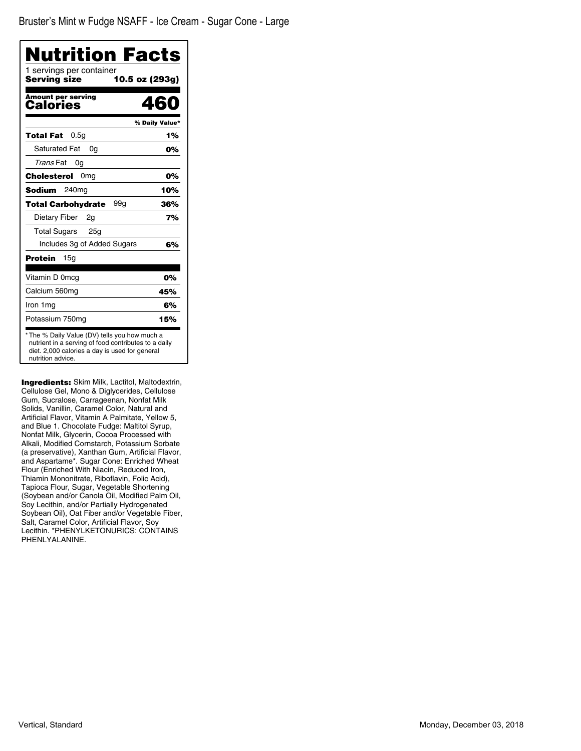# Bruster's Mint w Fudge NSAFF - Ice Cream - Sugar Cone - Large

## Nutrition Facts

1 servings per container

**Serving size** **10.5 oz (293g)**

**Amount per serving**

**Calories** **460**

| | % Daily Value* |
|---|---|
| **Total Fat** 0.5g | **1%** |
| Saturated Fat 0g | **0%** |
| *Trans* Fat 0g | |
| **Cholesterol** 0mg | **0%** |
| **Sodium** 240mg | **10%** |
| **Total Carbohydrate** 99g | **36%** |
| Dietary Fiber 2g | **7%** |
| Total Sugars 25g | |
| Includes 3g of Added Sugars | **6%** |
| **Protein** 15g | |
| Vitamin D 0mcg | **0%** |
| Calcium 560mg | **45%** |
| Iron 1mg | **6%** |
| Potassium 750mg | **15%** |

* The % Daily Value (DV) tells you how much a nutrient in a serving of food contributes to a daily diet. 2,000 calories a day is used for general nutrition advice.

**Ingredients:** Skim Milk, Lactitol, Maltodextrin, Cellulose Gel, Mono & Diglycerides, Cellulose Gum, Sucralose, Carrageenan, Nonfat Milk Solids, Vanillin, Caramel Color, Natural and Artificial Flavor, Vitamin A Palmitate, Yellow 5, and Blue 1. Chocolate Fudge: Maltitol Syrup, Nonfat Milk, Glycerin, Cocoa Processed with Alkali, Modified Cornstarch, Potassium Sorbate (a preservative), Xanthan Gum, Artificial Flavor, and Aspartame*. Sugar Cone: Enriched Wheat Flour (Enriched With Niacin, Reduced Iron, Thiamin Mononitrate, Riboflavin, Folic Acid), Tapioca Flour, Sugar, Vegetable Shortening (Soybean and/or Canola Oil, Modified Palm Oil, Soy Lecithin, and/or Partially Hydrogenated Soybean Oil), Oat Fiber and/or Vegetable Fiber, Salt, Caramel Color, Artificial Flavor, Soy Lecithin. *PHENYLKETONURICS: CONTAINS PHENLYALANINE.

Vertical, Standard

Monday, December 03, 2018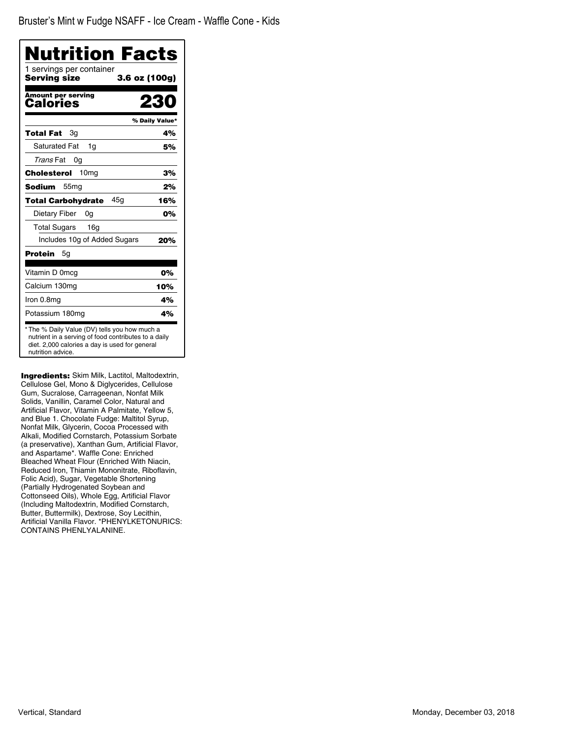Bruster's Mint w Fudge NSAFF - Ice Cream - Waffle Cone - Kids

# Nutrition Facts

1 servings per container

**Serving size** **3.6 oz (100g)**

**Amount per serving**

**Calories** **230**

| | % Daily Value* |
|---|---|
| **Total Fat** 3g | **4%** |
| Saturated Fat 1g | **5%** |
| *Trans* Fat 0g | |
| **Cholesterol** 10mg | **3%** |
| **Sodium** 55mg | **2%** |
| **Total Carbohydrate** 45g | **16%** |
| Dietary Fiber 0g | **0%** |
| Total Sugars 16g | |
| Includes 10g of Added Sugars | **20%** |
| **Protein** 5g | |
| Vitamin D 0mcg | **0%** |
| Calcium 130mg | **10%** |
| Iron 0.8mg | **4%** |
| Potassium 180mg | **4%** |

* The % Daily Value (DV) tells you how much a nutrient in a serving of food contributes to a daily diet. 2,000 calories a day is used for general nutrition advice.

**Ingredients:** Skim Milk, Lactitol, Maltodextrin, Cellulose Gel, Mono & Diglycerides, Cellulose Gum, Sucralose, Carrageenan, Nonfat Milk Solids, Vanillin, Caramel Color, Natural and Artificial Flavor, Vitamin A Palmitate, Yellow 5, and Blue 1. Chocolate Fudge: Maltitol Syrup, Nonfat Milk, Glycerin, Cocoa Processed with Alkali, Modified Cornstarch, Potassium Sorbate (a preservative), Xanthan Gum, Artificial Flavor, and Aspartame*. Waffle Cone: Enriched Bleached Wheat Flour (Enriched With Niacin, Reduced Iron, Thiamin Mononitrate, Riboflavin, Folic Acid), Sugar, Vegetable Shortening (Partially Hydrogenated Soybean and Cottonseed Oils), Whole Egg, Artificial Flavor (Including Maltodextrin, Modified Cornstarch, Butter, Buttermilk), Dextrose, Soy Lecithin, Artificial Vanilla Flavor. *PHENYLKETONURICS: CONTAINS PHENLYALANINE.

Vertical, Standard

Monday, December 03, 2018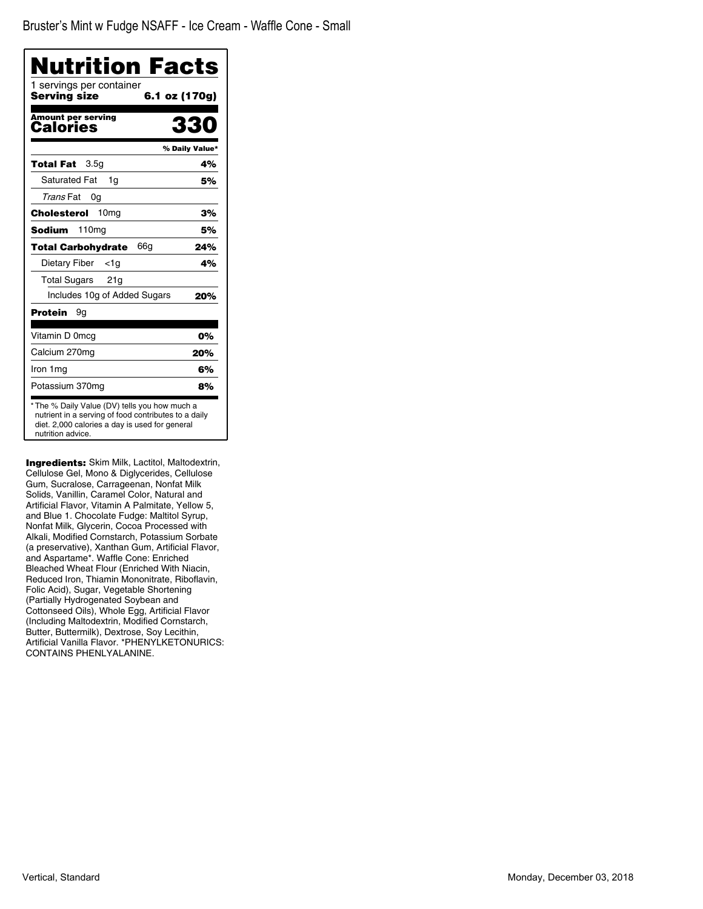Bruster's Mint w Fudge NSAFF - Ice Cream - Waffle Cone - Small

# Nutrition Facts

1 servings per container

**Serving size** **6.1 oz (170g)**

**Amount per serving**

**Calories** **330**

| | % Daily Value* |
|---|---|
| **Total Fat** 3.5g | **4%** |
| Saturated Fat 1g | **5%** |
| *Trans* Fat 0g | |
| **Cholesterol** 10mg | **3%** |
| **Sodium** 110mg | **5%** |
| **Total Carbohydrate** 66g | **24%** |
| Dietary Fiber <1g | **4%** |
| Total Sugars 21g | |
| Includes 10g of Added Sugars | **20%** |
| **Protein** 9g | |
| Vitamin D 0mcg | **0%** |
| Calcium 270mg | **20%** |
| Iron 1mg | **6%** |
| Potassium 370mg | **8%** |

* The % Daily Value (DV) tells you how much a nutrient in a serving of food contributes to a daily diet. 2,000 calories a day is used for general nutrition advice.

**Ingredients:** Skim Milk, Lactitol, Maltodextrin, Cellulose Gel, Mono & Diglycerides, Cellulose Gum, Sucralose, Carrageenan, Nonfat Milk Solids, Vanillin, Caramel Color, Natural and Artificial Flavor, Vitamin A Palmitate, Yellow 5, and Blue 1. Chocolate Fudge: Maltitol Syrup, Nonfat Milk, Glycerin, Cocoa Processed with Alkali, Modified Cornstarch, Potassium Sorbate (a preservative), Xanthan Gum, Artificial Flavor, and Aspartame*. Waffle Cone: Enriched Bleached Wheat Flour (Enriched With Niacin, Reduced Iron, Thiamin Mononitrate, Riboflavin, Folic Acid), Sugar, Vegetable Shortening (Partially Hydrogenated Soybean and Cottonseed Oils), Whole Egg, Artificial Flavor (Including Maltodextrin, Modified Cornstarch, Butter, Buttermilk), Dextrose, Soy Lecithin, Artificial Vanilla Flavor. *PHENYLKETONURICS: CONTAINS PHENLYALANINE.

Vertical, Standard

Monday, December 03, 2018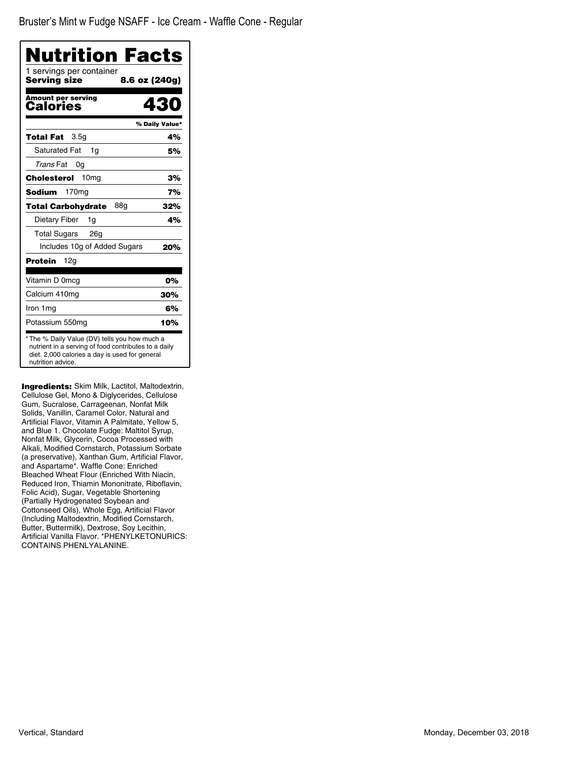# Bruster's Mint w Fudge NSAFF - Ice Cream - Waffle Cone - Regular

## Nutrition Facts

1 servings per container
**Serving size** **8.6 oz (240g)**

| **Amount per serving** | |
|---|---|
| **Calories** | **430** |
| | **% Daily Value*** |
| **Total Fat** 3.5g | **4%** |
| Saturated Fat 1g | **5%** |
| *Trans* Fat 0g | |
| **Cholesterol** 10mg | **3%** |
| **Sodium** 170mg | **7%** |
| **Total Carbohydrate** 88g | **32%** |
| Dietary Fiber 1g | **4%** |
| Total Sugars 26g | |
| Includes 10g of Added Sugars | **20%** |
| **Protein** 12g | |
| Vitamin D 0mcg | **0%** |
| Calcium 410mg | **30%** |
| Iron 1mg | **6%** |
| Potassium 550mg | **10%** |

* The % Daily Value (DV) tells you how much a nutrient in a serving of food contributes to a daily diet. 2,000 calories a day is used for general nutrition advice.

**Ingredients:** Skim Milk, Lactitol, Maltodextrin, Cellulose Gel, Mono & Diglycerides, Cellulose Gum, Sucralose, Carrageenan, Nonfat Milk Solids, Vanillin, Caramel Color, Natural and Artificial Flavor, Vitamin A Palmitate, Yellow 5, and Blue 1. Chocolate Fudge: Maltitol Syrup, Nonfat Milk, Glycerin, Cocoa Processed with Alkali, Modified Cornstarch, Potassium Sorbate (a preservative), Xanthan Gum, Artificial Flavor, and Aspartame*. Waffle Cone: Enriched Bleached Wheat Flour (Enriched With Niacin, Reduced Iron, Thiamin Mononitrate, Riboflavin, Folic Acid), Sugar, Vegetable Shortening (Partially Hydrogenated Soybean and Cottonseed Oils), Whole Egg, Artificial Flavor (Including Maltodextrin, Modified Cornstarch, Butter, Buttermilk), Dextrose, Soy Lecithin, Artificial Vanilla Flavor. *PHENYLKETONURICS: CONTAINS PHENLYALANINE.

Vertical, Standard

Monday, December 03, 2018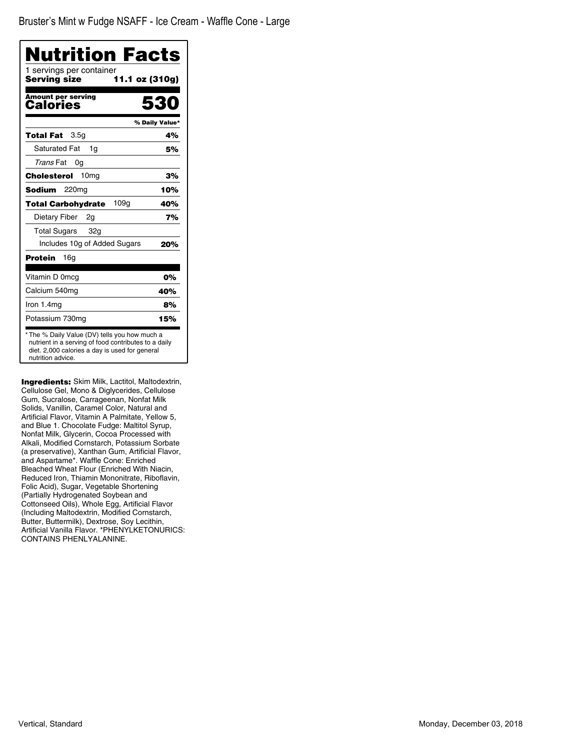Bruster's Mint w Fudge NSAFF - Ice Cream - Waffle Cone - Large

# Nutrition Facts

1 servings per container

**Serving size** **11.1 oz (310g)**

| | |
|---|---|
| **Amount per serving Calories** | **530** |
| | **% Daily Value*** |
| **Total Fat** 3.5g | **4%** |
| Saturated Fat 1g | **5%** |
| *Trans* Fat 0g | |
| **Cholesterol** 10mg | **3%** |
| **Sodium** 220mg | **10%** |
| **Total Carbohydrate** 109g | **40%** |
| Dietary Fiber 2g | **7%** |
| Total Sugars 32g | |
| Includes 10g of Added Sugars | **20%** |
| **Protein** 16g | |
| Vitamin D 0mcg | **0%** |
| Calcium 540mg | **40%** |
| Iron 1.4mg | **8%** |
| Potassium 730mg | **15%** |

* The % Daily Value (DV) tells you how much a nutrient in a serving of food contributes to a daily diet. 2,000 calories a day is used for general nutrition advice.

**Ingredients:** Skim Milk, Lactitol, Maltodextrin, Cellulose Gel, Mono & Diglycerides, Cellulose Gum, Sucralose, Carrageenan, Nonfat Milk Solids, Vanillin, Caramel Color, Natural and Artificial Flavor, Vitamin A Palmitate, Yellow 5, and Blue 1. Chocolate Fudge: Maltitol Syrup, Nonfat Milk, Glycerin, Cocoa Processed with Alkali, Modified Cornstarch, Potassium Sorbate (a preservative), Xanthan Gum, Artificial Flavor, and Aspartame*. Waffle Cone: Enriched Bleached Wheat Flour (Enriched With Niacin, Reduced Iron, Thiamin Mononitrate, Riboflavin, Folic Acid), Sugar, Vegetable Shortening (Partially Hydrogenated Soybean and Cottonseed Oils), Whole Egg, Artificial Flavor (Including Maltodextrin, Modified Cornstarch, Butter, Buttermilk), Dextrose, Soy Lecithin, Artificial Vanilla Flavor. *PHENYLKETONURICS: CONTAINS PHENLYALANINE.

Vertical, Standard

Monday, December 03, 2018